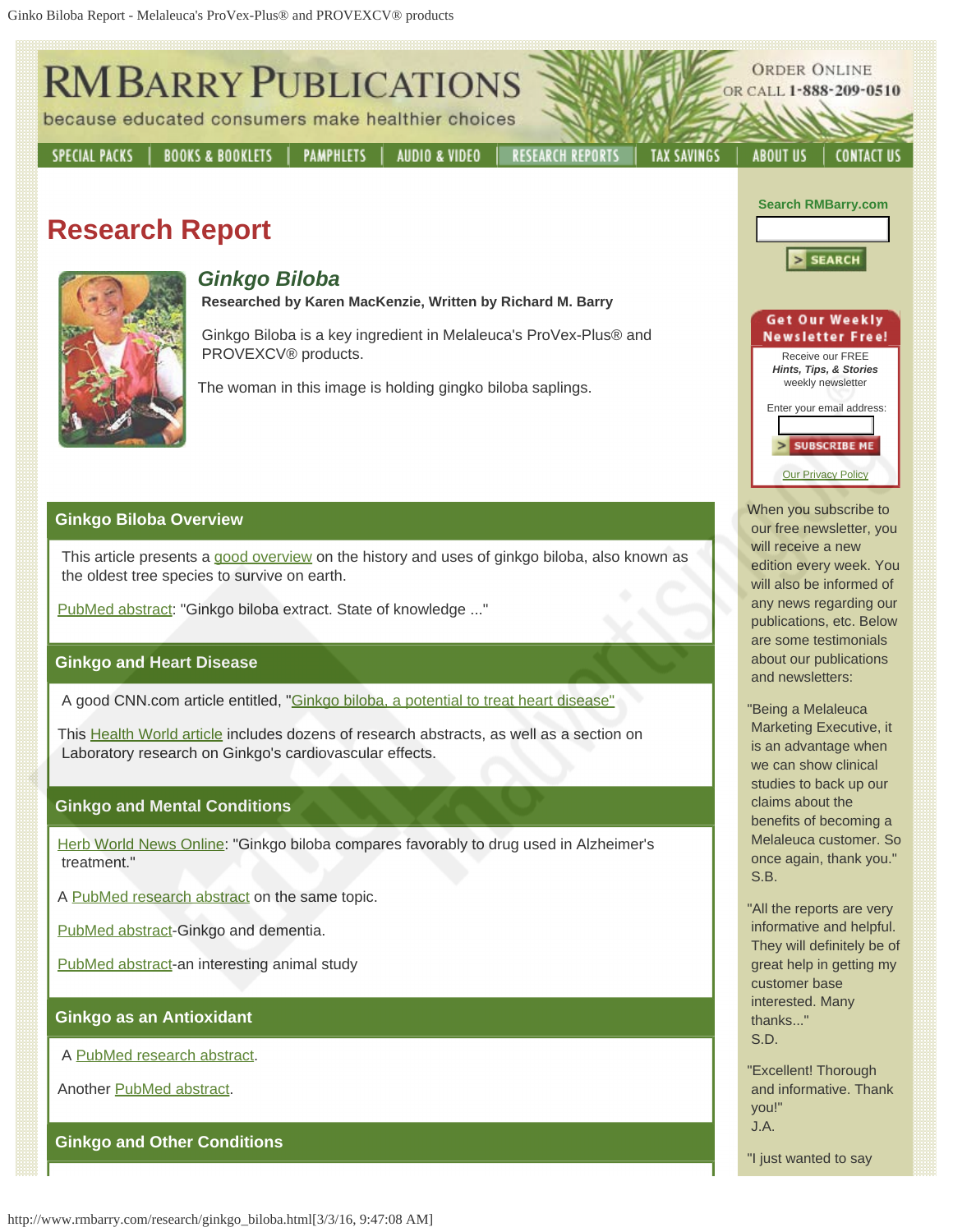# RM Barry Publications

because educated consumers make healthier choices

Order Online or call 1-888-209-0510

SPECIAL PACKS | BOOKS & BOOKLETS | PAMPHLETS | AUDIO & VIDEO | RESEARCH REPORTS | TAX SAVINGS | ABOUT US | CONTACT US

# Research Report

## *Ginkgo Biloba*

**Researched by Karen MacKenzie, Written by Richard M. Barry**

Ginkgo Biloba is a key ingredient in Melaleuca's ProVex-Plus® and PROVEXCV® products.

The woman in this image is holding gingko biloba saplings.

### Ginkgo Biloba Overview

This article presents a good overview on the history and uses of ginkgo biloba, also known as the oldest tree species to survive on earth.

PubMed abstract: "Ginkgo biloba extract. State of knowledge ..."

### Ginkgo and Heart Disease

A good CNN.com article entitled, "Ginkgo biloba, a potential to treat heart disease"

This Health World article includes dozens of research abstracts, as well as a section on Laboratory research on Ginkgo's cardiovascular effects.

### Ginkgo and Mental Conditions

Herb World News Online: "Ginkgo biloba compares favorably to drug used in Alzheimer's treatment."

A PubMed research abstract on the same topic.

PubMed abstract-Ginkgo and dementia.

PubMed abstract-an interesting animal study

### Ginkgo as an Antioxidant

A PubMed research abstract.

Another PubMed abstract.

### Ginkgo and Other Conditions

---

Search RMBarry.com

SEARCH

**Get Our Weekly Newsletter Free!**

Receive our FREE *Hints, Tips, & Stories* weekly newsletter

Enter your email address:

SUBSCRIBE ME

Our Privacy Policy

When you subscribe to our free newsletter, you will receive a new edition every week. You will also be informed of any news regarding our publications, etc. Below are some testimonials about our publications and newsletters:

"Being a Melaleuca Marketing Executive, it is an advantage when we can show clinical studies to back up our claims about the benefits of becoming a Melaleuca customer. So once again, thank you."
S.B.

"All the reports are very informative and helpful. They will definitely be of great help in getting my customer base interested. Many thanks..."
S.D.

"Excellent! Thorough and informative. Thank you!"
J.A.

"I just wanted to say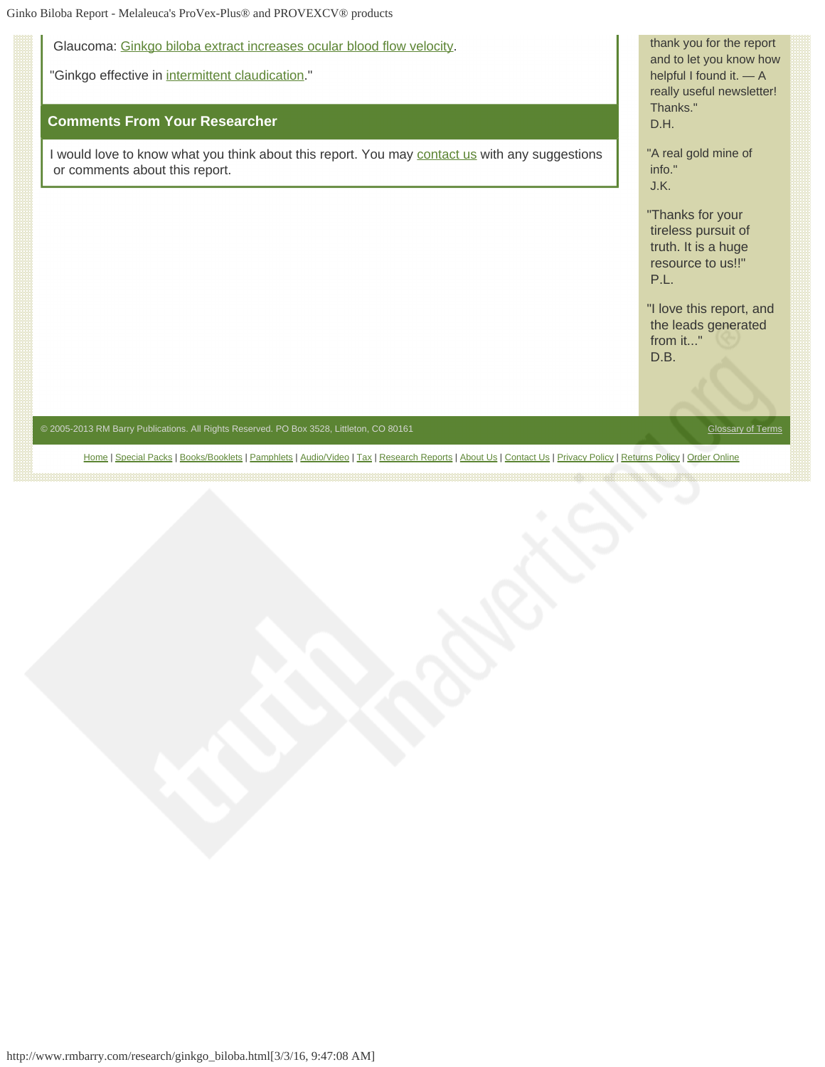Glaucoma: Ginkgo biloba extract increases ocular blood flow velocity.

"Ginkgo effective in intermittent claudication."

## Comments From Your Researcher

I would love to know what you think about this report. You may contact us with any suggestions or comments about this report.

thank you for the report and to let you know how helpful I found it. — A really useful newsletter! Thanks."
D.H.

"A real gold mine of info."
J.K.

"Thanks for your tireless pursuit of truth. It is a huge resource to us!!"
P.L.

"I love this report, and the leads generated from it..."
D.B.

© 2005-2013 RM Barry Publications. All Rights Reserved. PO Box 3528, Littleton, CO 80161

Glossary of Terms

Home | Special Packs | Books/Booklets | Pamphlets | Audio/Video | Tax | Research Reports | About Us | Contact Us | Privacy Policy | Returns Policy | Order Online